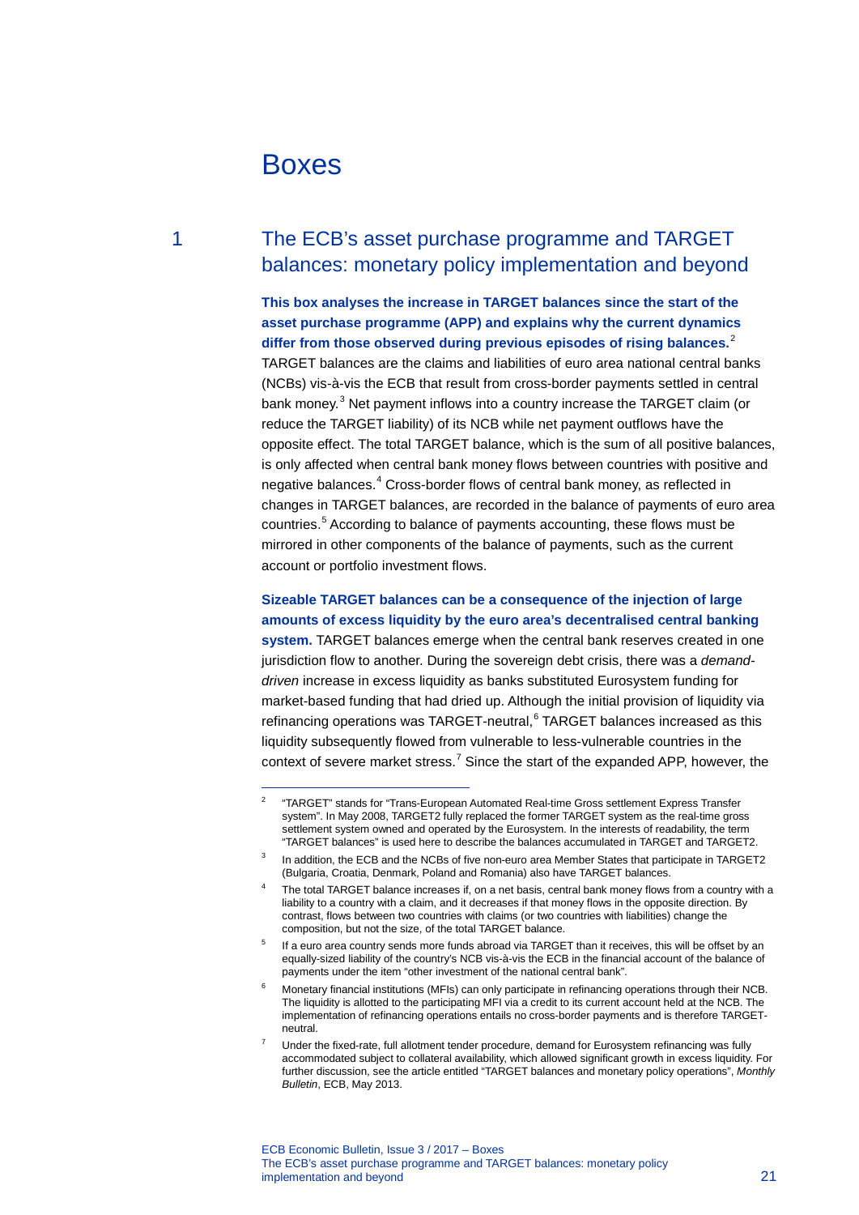# Boxes

## 1 The ECB's asset purchase programme and TARGET balances: monetary policy implementation and beyond

**This box analyses the increase in TARGET balances since the start of the asset purchase programme (APP) and explains why the current dynamics differ from those observed during previous episodes of rising balances.**[2] TARGET balances are the claims and liabilities of euro area national central banks (NCBs) vis-à-vis the ECB that result from cross-border payments settled in central bank money.[3] Net payment inflows into a country increase the TARGET claim (or reduce the TARGET liability) of its NCB while net payment outflows have the opposite effect. The total TARGET balance, which is the sum of all positive balances, is only affected when central bank money flows between countries with positive and negative balances.[4] Cross-border flows of central bank money, as reflected in changes in TARGET balances, are recorded in the balance of payments of euro area countries.[5] According to balance of payments accounting, these flows must be mirrored in other components of the balance of payments, such as the current account or portfolio investment flows.

**Sizeable TARGET balances can be a consequence of the injection of large amounts of excess liquidity by the euro area's decentralised central banking system.** TARGET balances emerge when the central bank reserves created in one jurisdiction flow to another. During the sovereign debt crisis, there was a *demand-driven* increase in excess liquidity as banks substituted Eurosystem funding for market-based funding that had dried up. Although the initial provision of liquidity via refinancing operations was TARGET-neutral,[6] TARGET balances increased as this liquidity subsequently flowed from vulnerable to less-vulnerable countries in the context of severe market stress.[7] Since the start of the expanded APP, however, the

---

[2] "TARGET" stands for "Trans-European Automated Real-time Gross settlement Express Transfer system". In May 2008, TARGET2 fully replaced the former TARGET system as the real-time gross settlement system owned and operated by the Eurosystem. In the interests of readability, the term "TARGET balances" is used here to describe the balances accumulated in TARGET and TARGET2.

[3] In addition, the ECB and the NCBs of five non-euro area Member States that participate in TARGET2 (Bulgaria, Croatia, Denmark, Poland and Romania) also have TARGET balances.

[4] The total TARGET balance increases if, on a net basis, central bank money flows from a country with a liability to a country with a claim, and it decreases if that money flows in the opposite direction. By contrast, flows between two countries with claims (or two countries with liabilities) change the composition, but not the size, of the total TARGET balance.

[5] If a euro area country sends more funds abroad via TARGET than it receives, this will be offset by an equally-sized liability of the country's NCB vis-à-vis the ECB in the financial account of the balance of payments under the item "other investment of the national central bank".

[6] Monetary financial institutions (MFIs) can only participate in refinancing operations through their NCB. The liquidity is allotted to the participating MFI via a credit to its current account held at the NCB. The implementation of refinancing operations entails no cross-border payments and is therefore TARGET-neutral.

[7] Under the fixed-rate, full allotment tender procedure, demand for Eurosystem refinancing was fully accommodated subject to collateral availability, which allowed significant growth in excess liquidity. For further discussion, see the article entitled "TARGET balances and monetary policy operations", *Monthly Bulletin*, ECB, May 2013.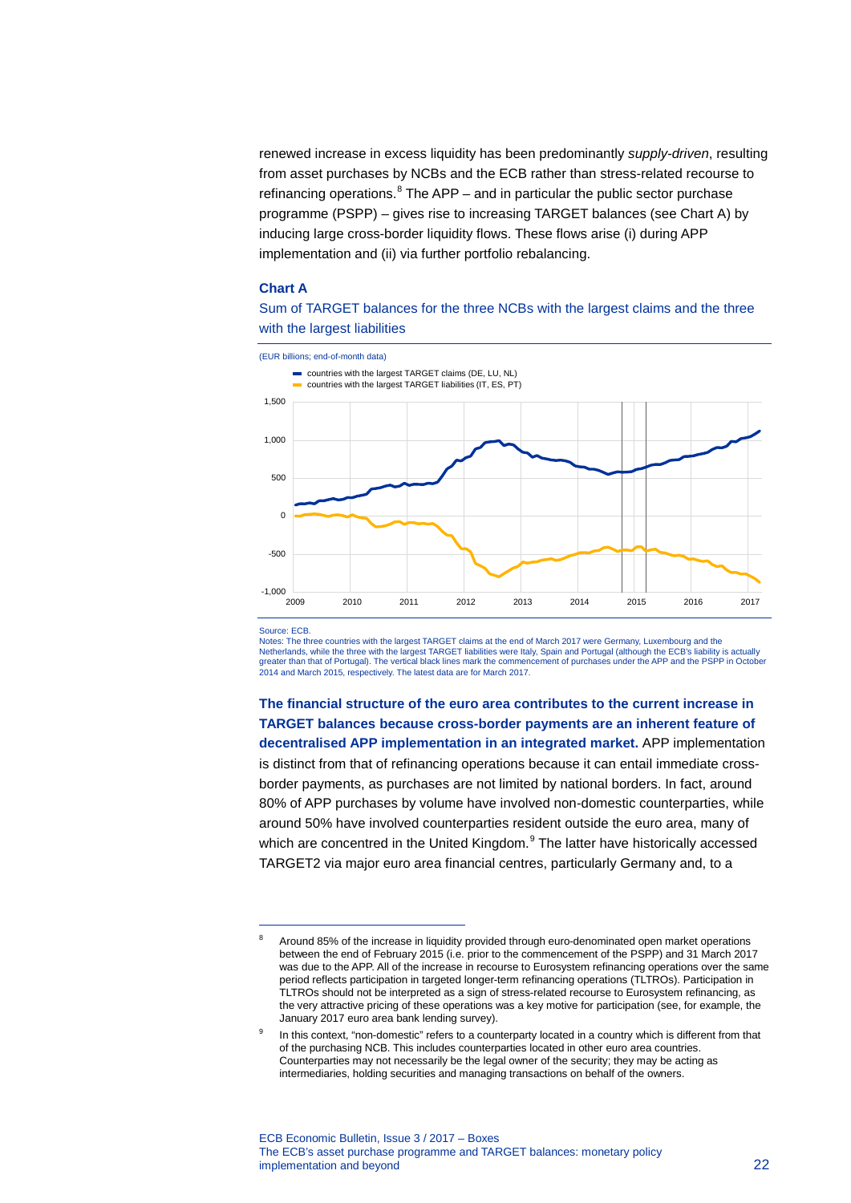renewed increase in excess liquidity has been predominantly *supply-driven*, resulting from asset purchases by NCBs and the ECB rather than stress-related recourse to refinancing operations.[8] The APP – and in particular the public sector purchase programme (PSPP) – gives rise to increasing TARGET balances (see Chart A) by inducing large cross-border liquidity flows. These flows arise (i) during APP implementation and (ii) via further portfolio rebalancing.

**Chart A**

Sum of TARGET balances for the three NCBs with the largest claims and the three with the largest liabilities

(EUR billions; end-of-month data)

- countries with the largest TARGET claims (DE, LU, NL)
- countries with the largest TARGET liabilities (IT, ES, PT)

Source: ECB.
Notes: The three countries with the largest TARGET claims at the end of March 2017 were Germany, Luxembourg and the Netherlands, while the three with the largest TARGET liabilities were Italy, Spain and Portugal (although the ECB's liability is actually greater than that of Portugal). The vertical black lines mark the commencement of purchases under the APP and the PSPP in October 2014 and March 2015, respectively. The latest data are for March 2017.

**The financial structure of the euro area contributes to the current increase in TARGET balances because cross-border payments are an inherent feature of decentralised APP implementation in an integrated market.** APP implementation is distinct from that of refinancing operations because it can entail immediate cross-border payments, as purchases are not limited by national borders. In fact, around 80% of APP purchases by volume have involved non-domestic counterparties, while around 50% have involved counterparties resident outside the euro area, many of which are concentred in the United Kingdom.[9] The latter have historically accessed TARGET2 via major euro area financial centres, particularly Germany and, to a

[8] Around 85% of the increase in liquidity provided through euro-denominated open market operations between the end of February 2015 (i.e. prior to the commencement of the PSPP) and 31 March 2017 was due to the APP. All of the increase in recourse to Eurosystem refinancing operations over the same period reflects participation in targeted longer-term refinancing operations (TLTROs). Participation in TLTROs should not be interpreted as a sign of stress-related recourse to Eurosystem refinancing, as the very attractive pricing of these operations was a key motive for participation (see, for example, the January 2017 euro area bank lending survey).

[9] In this context, "non-domestic" refers to a counterparty located in a country which is different from that of the purchasing NCB. This includes counterparties located in other euro area countries. Counterparties may not necessarily be the legal owner of the security; they may be acting as intermediaries, holding securities and managing transactions on behalf of the owners.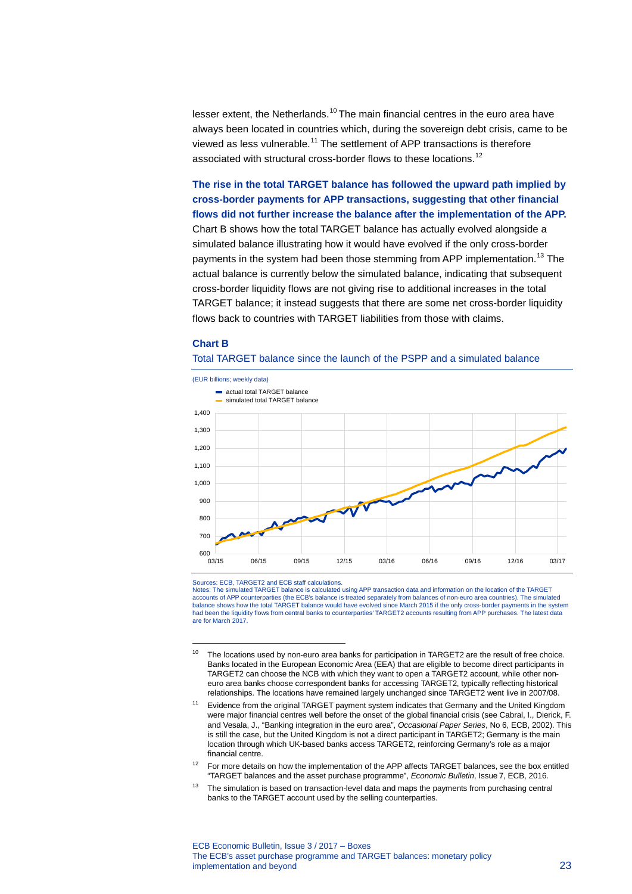lesser extent, the Netherlands.[10] The main financial centres in the euro area have always been located in countries which, during the sovereign debt crisis, came to be viewed as less vulnerable.[11] The settlement of APP transactions is therefore associated with structural cross-border flows to these locations.[12]

**The rise in the total TARGET balance has followed the upward path implied by cross-border payments for APP transactions, suggesting that other financial flows did not further increase the balance after the implementation of the APP.** Chart B shows how the total TARGET balance has actually evolved alongside a simulated balance illustrating how it would have evolved if the only cross-border payments in the system had been those stemming from APP implementation.[13] The actual balance is currently below the simulated balance, indicating that subsequent cross-border liquidity flows are not giving rise to additional increases in the total TARGET balance; it instead suggests that there are some net cross-border liquidity flows back to countries with TARGET liabilities from those with claims.

**Chart B**

Total TARGET balance since the launch of the PSPP and a simulated balance

(EUR billions; weekly data)

- actual total TARGET balance
- simulated total TARGET balance

Sources: ECB, TARGET2 and ECB staff calculations.
Notes: The simulated TARGET balance is calculated using APP transaction data and information on the location of the TARGET accounts of APP counterparties (the ECB's balance is treated separately from balances of non-euro area countries). The simulated balance shows how the total TARGET balance would have evolved since March 2015 if the only cross-border payments in the system had been the liquidity flows from central banks to counterparties' TARGET2 accounts resulting from APP purchases. The latest data are for March 2017.

---

[10] The locations used by non-euro area banks for participation in TARGET2 are the result of free choice. Banks located in the European Economic Area (EEA) that are eligible to become direct participants in TARGET2 can choose the NCB with which they want to open a TARGET2 account, while other non-euro area banks choose correspondent banks for accessing TARGET2, typically reflecting historical relationships. The locations have remained largely unchanged since TARGET2 went live in 2007/08.

[11] Evidence from the original TARGET payment system indicates that Germany and the United Kingdom were major financial centres well before the onset of the global financial crisis (see Cabral, I., Dierick, F. and Vesala, J., "Banking integration in the euro area", *Occasional Paper Series*, No 6, ECB, 2002). This is still the case, but the United Kingdom is not a direct participant in TARGET2; Germany is the main location through which UK-based banks access TARGET2, reinforcing Germany's role as a major financial centre.

[12] For more details on how the implementation of the APP affects TARGET balances, see the box entitled "TARGET balances and the asset purchase programme", *Economic Bulletin*, Issue 7, ECB, 2016.

[13] The simulation is based on transaction-level data and maps the payments from purchasing central banks to the TARGET account used by the selling counterparties.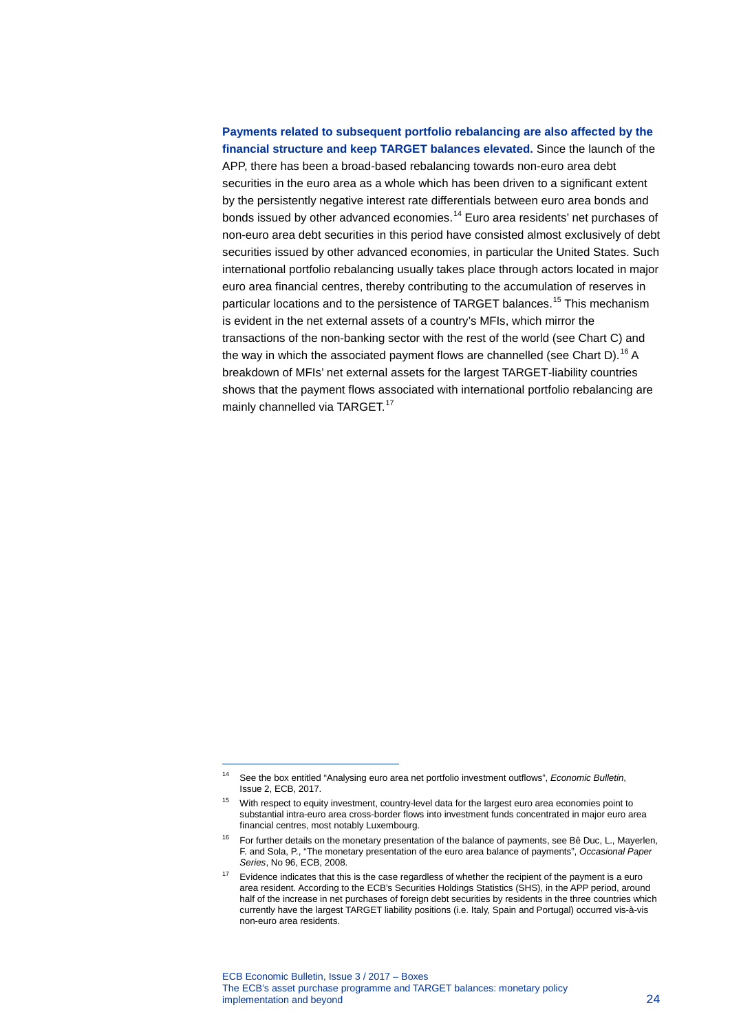**Payments related to subsequent portfolio rebalancing are also affected by the financial structure and keep TARGET balances elevated.** Since the launch of the APP, there has been a broad-based rebalancing towards non-euro area debt securities in the euro area as a whole which has been driven to a significant extent by the persistently negative interest rate differentials between euro area bonds and bonds issued by other advanced economies.[14] Euro area residents' net purchases of non-euro area debt securities in this period have consisted almost exclusively of debt securities issued by other advanced economies, in particular the United States. Such international portfolio rebalancing usually takes place through actors located in major euro area financial centres, thereby contributing to the accumulation of reserves in particular locations and to the persistence of TARGET balances.[15] This mechanism is evident in the net external assets of a country's MFIs, which mirror the transactions of the non-banking sector with the rest of the world (see Chart C) and the way in which the associated payment flows are channelled (see Chart D).[16] A breakdown of MFIs' net external assets for the largest TARGET-liability countries shows that the payment flows associated with international portfolio rebalancing are mainly channelled via TARGET.[17]

---

[14] See the box entitled "Analysing euro area net portfolio investment outflows", *Economic Bulletin*, Issue 2, ECB, 2017.

[15] With respect to equity investment, country-level data for the largest euro area economies point to substantial intra-euro area cross-border flows into investment funds concentrated in major euro area financial centres, most notably Luxembourg.

[16] For further details on the monetary presentation of the balance of payments, see Bê Duc, L., Mayerlen, F. and Sola, P., "The monetary presentation of the euro area balance of payments", *Occasional Paper Series*, No 96, ECB, 2008.

[17] Evidence indicates that this is the case regardless of whether the recipient of the payment is a euro area resident. According to the ECB's Securities Holdings Statistics (SHS), in the APP period, around half of the increase in net purchases of foreign debt securities by residents in the three countries which currently have the largest TARGET liability positions (i.e. Italy, Spain and Portugal) occurred vis-à-vis non-euro area residents.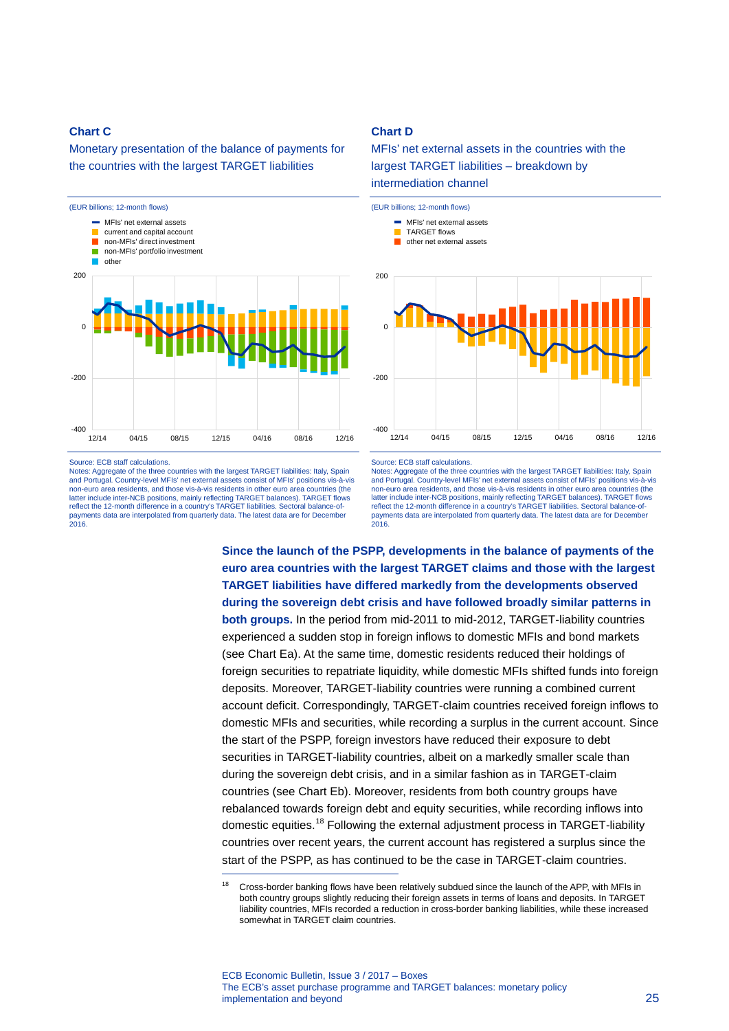**Chart C**

Monetary presentation of the balance of payments for the countries with the largest TARGET liabilities

(EUR billions; 12-month flows)

- MFIs' net external assets
- current and capital account
- non-MFIs' direct investment
- non-MFIs' portfolio investment
- other

Source: ECB staff calculations.
Notes: Aggregate of the three countries with the largest TARGET liabilities: Italy, Spain and Portugal. Country-level MFIs' net external assets consist of MFIs' positions vis-à-vis non-euro area residents, and those vis-à-vis residents in other euro area countries (the latter include inter-NCB positions, mainly reflecting TARGET balances). TARGET flows reflect the 12-month difference in a country's TARGET liabilities. Sectoral balance-of-payments data are interpolated from quarterly data. The latest data are for December 2016.

**Chart D**

MFIs' net external assets in the countries with the largest TARGET liabilities – breakdown by intermediation channel

(EUR billions; 12-month flows)

- MFIs' net external assets
- TARGET flows
- other net external assets

Source: ECB staff calculations.
Notes: Aggregate of the three countries with the largest TARGET liabilities: Italy, Spain and Portugal. Country-level MFIs' net external assets consist of MFIs' positions vis-à-vis non-euro area residents, and those vis-à-vis residents in other euro area countries (the latter include inter-NCB positions, mainly reflecting TARGET balances). TARGET flows reflect the 12-month difference in a country's TARGET liabilities. Sectoral balance-of-payments data are interpolated from quarterly data. The latest data are for December 2016.

**Since the launch of the PSPP, developments in the balance of payments of the euro area countries with the largest TARGET claims and those with the largest TARGET liabilities have differed markedly from the developments observed during the sovereign debt crisis and have followed broadly similar patterns in both groups.** In the period from mid-2011 to mid-2012, TARGET-liability countries experienced a sudden stop in foreign inflows to domestic MFIs and bond markets (see Chart Ea). At the same time, domestic residents reduced their holdings of foreign securities to repatriate liquidity, while domestic MFIs shifted funds into foreign deposits. Moreover, TARGET-liability countries were running a combined current account deficit. Correspondingly, TARGET-claim countries received foreign inflows to domestic MFIs and securities, while recording a surplus in the current account. Since the start of the PSPP, foreign investors have reduced their exposure to debt securities in TARGET-liability countries, albeit on a markedly smaller scale than during the sovereign debt crisis, and in a similar fashion as in TARGET-claim countries (see Chart Eb). Moreover, residents from both country groups have rebalanced towards foreign debt and equity securities, while recording inflows into domestic equities.[18] Following the external adjustment process in TARGET-liability countries over recent years, the current account has registered a surplus since the start of the PSPP, as has continued to be the case in TARGET-claim countries.

[18] Cross-border banking flows have been relatively subdued since the launch of the APP, with MFIs in both country groups slightly reducing their foreign assets in terms of loans and deposits. In TARGET liability countries, MFIs recorded a reduction in cross-border banking liabilities, while these increased somewhat in TARGET claim countries.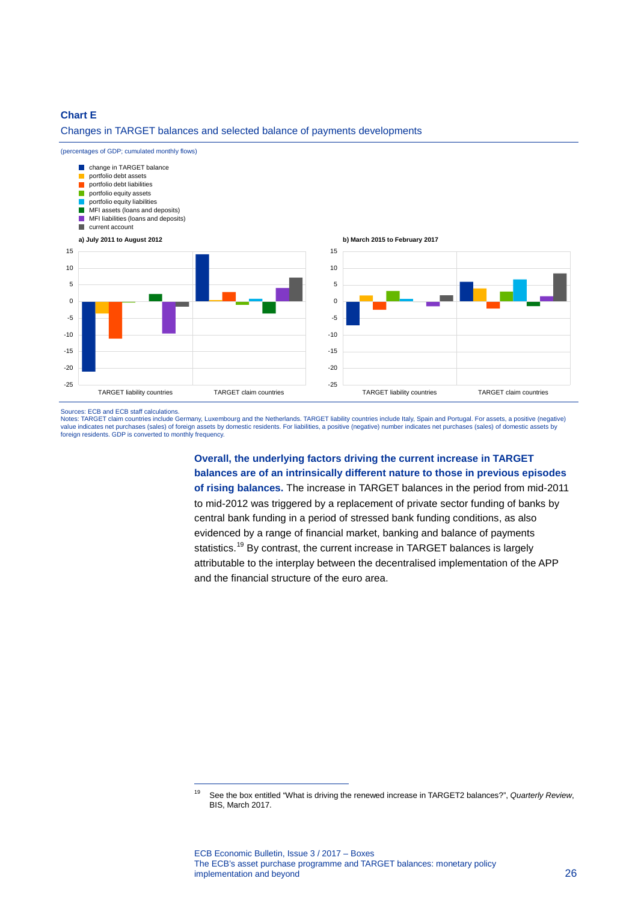**Chart E**

Changes in TARGET balances and selected balance of payments developments

(percentages of GDP; cumulated monthly flows)

- change in TARGET balance
- portfolio debt assets
- portfolio debt liabilities
- portfolio equity assets
- portfolio equity liabilities
- MFI assets (loans and deposits)
- MFI liabilities (loans and deposits)
- current account

a) July 2011 to August 2012

15
10
5
0
-5
-10
-15
-20
-25

TARGET liability countries
TARGET claim countries

b) March 2015 to February 2017

15
10
5
0
-5
-10
-15
-20
-25

TARGET liability countries
TARGET claim countries

Sources: ECB and ECB staff calculations.
Notes: TARGET claim countries include Germany, Luxembourg and the Netherlands. TARGET liability countries include Italy, Spain and Portugal. For assets, a positive (negative) value indicates net purchases (sales) of foreign assets by domestic residents. For liabilities, a positive (negative) number indicates net purchases (sales) of domestic assets by foreign residents. GDP is converted to monthly frequency.

**Overall, the underlying factors driving the current increase in TARGET balances are of an intrinsically different nature to those in previous episodes of rising balances.** The increase in TARGET balances in the period from mid-2011 to mid-2012 was triggered by a replacement of private sector funding of banks by central bank funding in a period of stressed bank funding conditions, as also evidenced by a range of financial market, banking and balance of payments statistics.[19] By contrast, the current increase in TARGET balances is largely attributable to the interplay between the decentralised implementation of the APP and the financial structure of the euro area.

---

[19] See the box entitled "What is driving the renewed increase in TARGET2 balances?", *Quarterly Review*, BIS, March 2017.